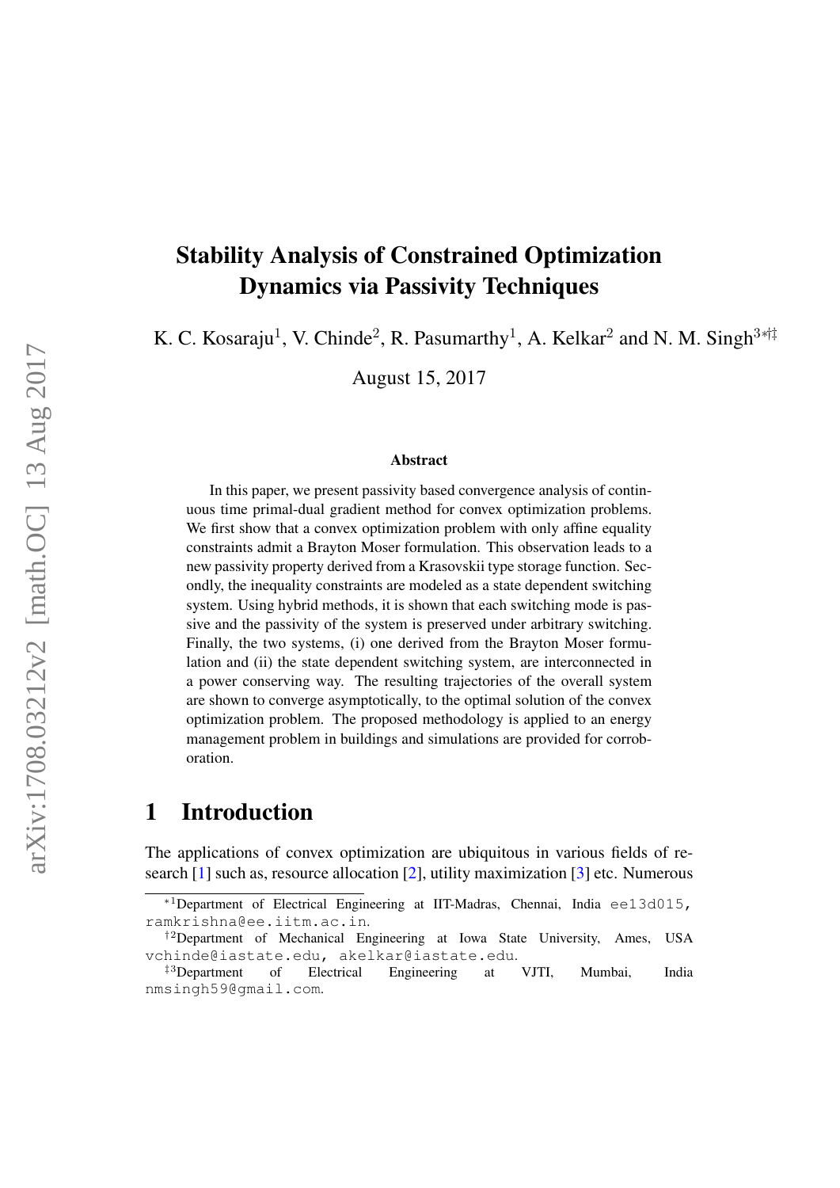# Stability Analysis of Constrained Optimization Dynamics via Passivity Techniques

K. C. Kosaraju[1], V. Chinde[2], R. Pasumarthy[1], A. Kelkar[2] and N. M. Singh[3*†‡]

August 15, 2017

### Abstract

In this paper, we present passivity based convergence analysis of continuous time primal-dual gradient method for convex optimization problems. We first show that a convex optimization problem with only affine equality constraints admit a Brayton Moser formulation. This observation leads to a new passivity property derived from a Krasovskii type storage function. Secondly, the inequality constraints are modeled as a state dependent switching system. Using hybrid methods, it is shown that each switching mode is passive and the passivity of the system is preserved under arbitrary switching. Finally, the two systems, (i) one derived from the Brayton Moser formulation and (ii) the state dependent switching system, are interconnected in a power conserving way. The resulting trajectories of the overall system are shown to converge asymptotically, to the optimal solution of the convex optimization problem. The proposed methodology is applied to an energy management problem in buildings and simulations are provided for corroboration.

## 1 Introduction

The applications of convex optimization are ubiquitous in various fields of research [1] such as, resource allocation [2], utility maximization [3] etc. Numerous

---

*[1]Department of Electrical Engineering at IIT-Madras, Chennai, India ee13d015, ramkrishna@ee.iitm.ac.in.

†[2]Department of Mechanical Engineering at Iowa State University, Ames, USA vchinde@iastate.edu, akelkar@iastate.edu.

‡[3]Department of Electrical Engineering at VJTI, Mumbai, India nmsingh59@gmail.com.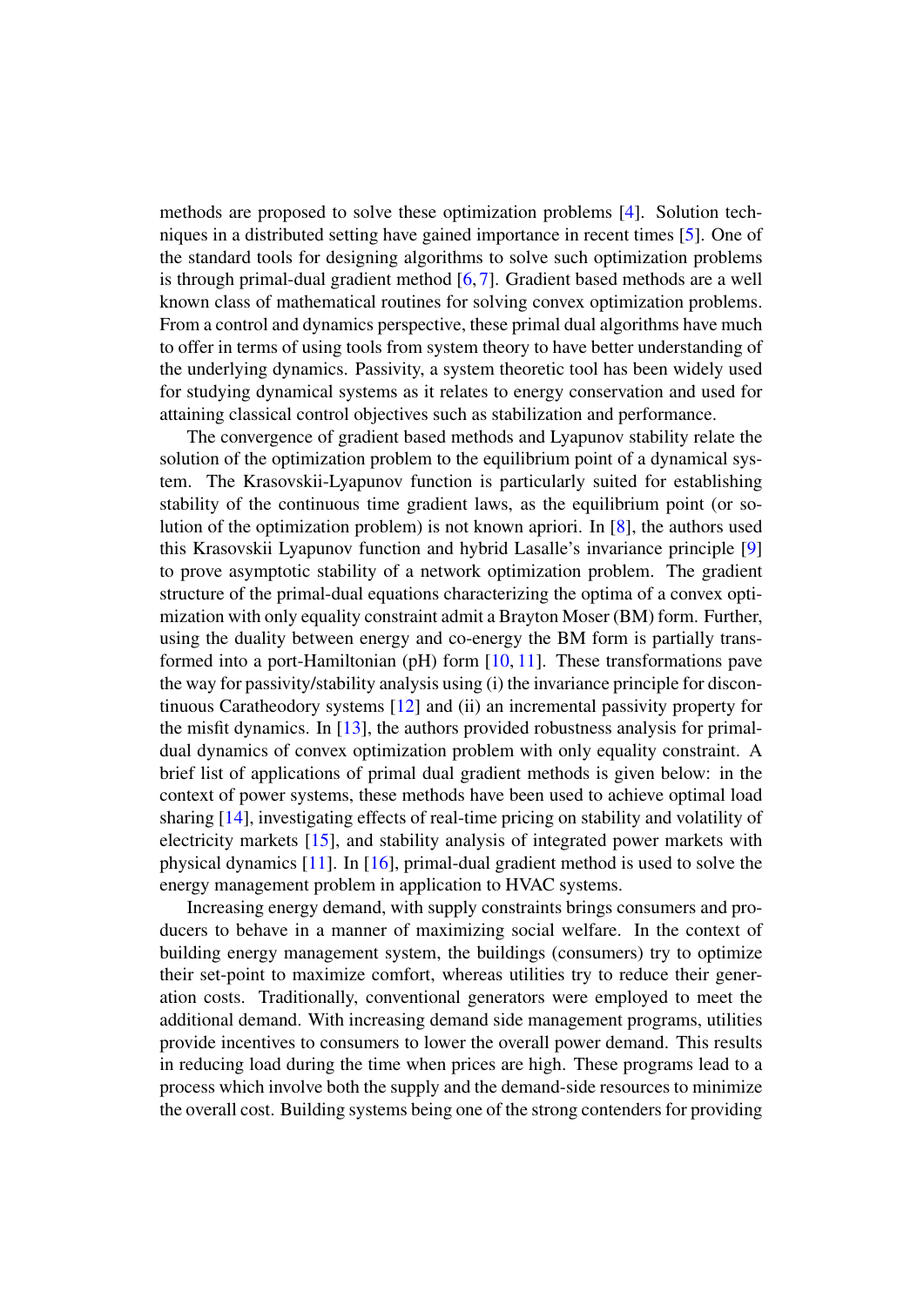methods are proposed to solve these optimization problems [4]. Solution techniques in a distributed setting have gained importance in recent times [5]. One of the standard tools for designing algorithms to solve such optimization problems is through primal-dual gradient method [6, 7]. Gradient based methods are a well known class of mathematical routines for solving convex optimization problems. From a control and dynamics perspective, these primal dual algorithms have much to offer in terms of using tools from system theory to have better understanding of the underlying dynamics. Passivity, a system theoretic tool has been widely used for studying dynamical systems as it relates to energy conservation and used for attaining classical control objectives such as stabilization and performance.

The convergence of gradient based methods and Lyapunov stability relate the solution of the optimization problem to the equilibrium point of a dynamical system. The Krasovskii-Lyapunov function is particularly suited for establishing stability of the continuous time gradient laws, as the equilibrium point (or solution of the optimization problem) is not known apriori. In [8], the authors used this Krasovskii Lyapunov function and hybrid Lasalle's invariance principle [9] to prove asymptotic stability of a network optimization problem. The gradient structure of the primal-dual equations characterizing the optima of a convex optimization with only equality constraint admit a Brayton Moser (BM) form. Further, using the duality between energy and co-energy the BM form is partially transformed into a port-Hamiltonian (pH) form [10, 11]. These transformations pave the way for passivity/stability analysis using (i) the invariance principle for discontinuous Caratheodory systems [12] and (ii) an incremental passivity property for the misfit dynamics. In [13], the authors provided robustness analysis for primal-dual dynamics of convex optimization problem with only equality constraint. A brief list of applications of primal dual gradient methods is given below: in the context of power systems, these methods have been used to achieve optimal load sharing [14], investigating effects of real-time pricing on stability and volatility of electricity markets [15], and stability analysis of integrated power markets with physical dynamics [11]. In [16], primal-dual gradient method is used to solve the energy management problem in application to HVAC systems.

Increasing energy demand, with supply constraints brings consumers and producers to behave in a manner of maximizing social welfare. In the context of building energy management system, the buildings (consumers) try to optimize their set-point to maximize comfort, whereas utilities try to reduce their generation costs. Traditionally, conventional generators were employed to meet the additional demand. With increasing demand side management programs, utilities provide incentives to consumers to lower the overall power demand. This results in reducing load during the time when prices are high. These programs lead to a process which involve both the supply and the demand-side resources to minimize the overall cost. Building systems being one of the strong contenders for providing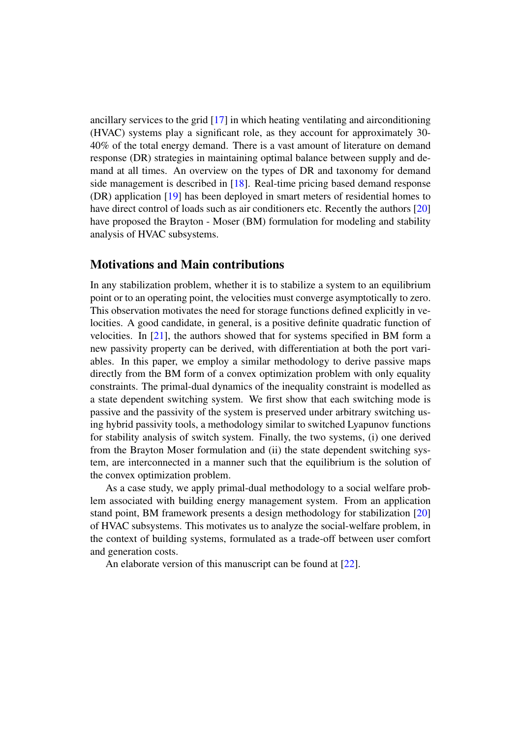ancillary services to the grid [17] in which heating ventilating and airconditioning (HVAC) systems play a significant role, as they account for approximately 30-40% of the total energy demand. There is a vast amount of literature on demand response (DR) strategies in maintaining optimal balance between supply and demand at all times. An overview on the types of DR and taxonomy for demand side management is described in [18]. Real-time pricing based demand response (DR) application [19] has been deployed in smart meters of residential homes to have direct control of loads such as air conditioners etc. Recently the authors [20] have proposed the Brayton - Moser (BM) formulation for modeling and stability analysis of HVAC subsystems.

## Motivations and Main contributions

In any stabilization problem, whether it is to stabilize a system to an equilibrium point or to an operating point, the velocities must converge asymptotically to zero. This observation motivates the need for storage functions defined explicitly in velocities. A good candidate, in general, is a positive definite quadratic function of velocities. In [21], the authors showed that for systems specified in BM form a new passivity property can be derived, with differentiation at both the port variables. In this paper, we employ a similar methodology to derive passive maps directly from the BM form of a convex optimization problem with only equality constraints. The primal-dual dynamics of the inequality constraint is modelled as a state dependent switching system. We first show that each switching mode is passive and the passivity of the system is preserved under arbitrary switching using hybrid passivity tools, a methodology similar to switched Lyapunov functions for stability analysis of switch system. Finally, the two systems, (i) one derived from the Brayton Moser formulation and (ii) the state dependent switching system, are interconnected in a manner such that the equilibrium is the solution of the convex optimization problem.

As a case study, we apply primal-dual methodology to a social welfare problem associated with building energy management system. From an application stand point, BM framework presents a design methodology for stabilization [20] of HVAC subsystems. This motivates us to analyze the social-welfare problem, in the context of building systems, formulated as a trade-off between user comfort and generation costs.

An elaborate version of this manuscript can be found at [22].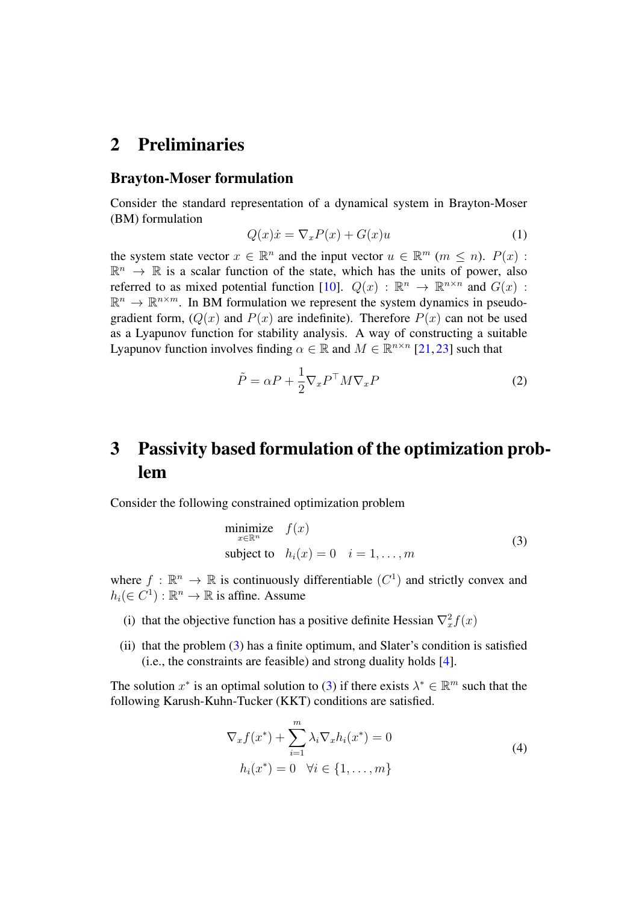# 2 Preliminaries

### Brayton-Moser formulation

Consider the standard representation of a dynamical system in Brayton-Moser (BM) formulation

$$Q(x)\dot{x} = \nabla_x P(x) + G(x)u \tag{1}$$

the system state vector $x \in \mathbb{R}^n$ and the input vector $u \in \mathbb{R}^m$ ($m \leq n$). $P(x) : \mathbb{R}^n \to \mathbb{R}$ is a scalar function of the state, which has the units of power, also referred to as mixed potential function [10]. $Q(x) : \mathbb{R}^n \to \mathbb{R}^{n\times n}$ and $G(x) : \mathbb{R}^n \to \mathbb{R}^{n\times m}$. In BM formulation we represent the system dynamics in pseudo-gradient form, ($Q(x)$ and $P(x)$ are indefinite). Therefore $P(x)$ can not be used as a Lyapunov function for stability analysis. A way of constructing a suitable Lyapunov function involves finding $\alpha \in \mathbb{R}$ and $M \in \mathbb{R}^{n\times n}$ [21, 23] such that

$$\tilde{P} = \alpha P + \frac{1}{2}\nabla_x P^\top M \nabla_x P \tag{2}$$

# 3 Passivity based formulation of the optimization problem

Consider the following constrained optimization problem

$$\begin{aligned} &\underset{x\in\mathbb{R}^n}{\text{minimize}} \quad f(x) \\ &\text{subject to} \quad h_i(x) = 0 \quad i = 1, \ldots, m \end{aligned} \tag{3}$$

where $f : \mathbb{R}^n \to \mathbb{R}$ is continuously differentiable ($C^1$) and strictly convex and $h_i (\in C^1) : \mathbb{R}^n \to \mathbb{R}$ is affine. Assume

(i) that the objective function has a positive definite Hessian $\nabla_x^2 f(x)$

(ii) that the problem (3) has a finite optimum, and Slater's condition is satisfied (i.e., the constraints are feasible) and strong duality holds [4].

The solution $x^*$ is an optimal solution to (3) if there exists $\lambda^* \in \mathbb{R}^m$ such that the following Karush-Kuhn-Tucker (KKT) conditions are satisfied.

$$\begin{aligned} \nabla_x f(x^*) + \sum_{i=1}^{m} \lambda_i \nabla_x h_i(x^*) = 0 \\ h_i(x^*) = 0 \quad \forall i \in \{1, \ldots, m\} \end{aligned} \tag{4}$$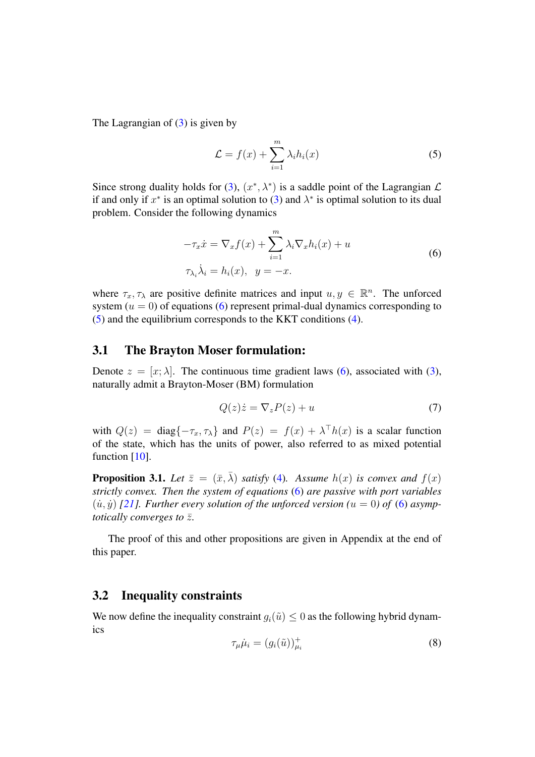The Lagrangian of (3) is given by

$$\mathcal{L} = f(x) + \sum_{i=1}^{m} \lambda_i h_i(x) \tag{5}$$

Since strong duality holds for (3), $(x^*, \lambda^*)$ is a saddle point of the Lagrangian $\mathcal{L}$ if and only if $x^*$ is an optimal solution to (3) and $\lambda^*$ is optimal solution to its dual problem. Consider the following dynamics

$$\begin{aligned} -\tau_x \dot{x} &= \nabla_x f(x) + \sum_{i=1}^{m} \lambda_i \nabla_x h_i(x) + u \\ \tau_{\lambda_i} \dot{\lambda}_i &= h_i(x), \quad y = -x. \end{aligned} \tag{6}$$

where $\tau_x, \tau_\lambda$ are positive definite matrices and input $u, y \in \mathbb{R}^n$. The unforced system ($u = 0$) of equations (6) represent primal-dual dynamics corresponding to (5) and the equilibrium corresponds to the KKT conditions (4).

## 3.1 The Brayton Moser formulation:

Denote $z = [x; \lambda]$. The continuous time gradient laws (6), associated with (3), naturally admit a Brayton-Moser (BM) formulation

$$Q(z)\dot{z} = \nabla_z P(z) + u \tag{7}$$

with $Q(z) = \text{diag}\{-\tau_x, \tau_\lambda\}$ and $P(z) = f(x) + \lambda^\top h(x)$ is a scalar function of the state, which has the units of power, also referred to as mixed potential function [10].

**Proposition 3.1.** *Let $\bar{z} = (\bar{x}, \bar{\lambda})$ satisfy (4). Assume $h(x)$ is convex and $f(x)$ strictly convex. Then the system of equations (6) are passive with port variables $(\dot{u}, \dot{y})$ [21]. Further every solution of the unforced version ($u = 0$) of (6) asymptotically converges to $\bar{z}$.*

The proof of this and other propositions are given in Appendix at the end of this paper.

## 3.2 Inequality constraints

We now define the inequality constraint $g_i(\tilde{u}) \leq 0$ as the following hybrid dynamics

$$\tau_\mu \dot{\mu}_i = (g_i(\tilde{u}))^+_{\mu_i} \tag{8}$$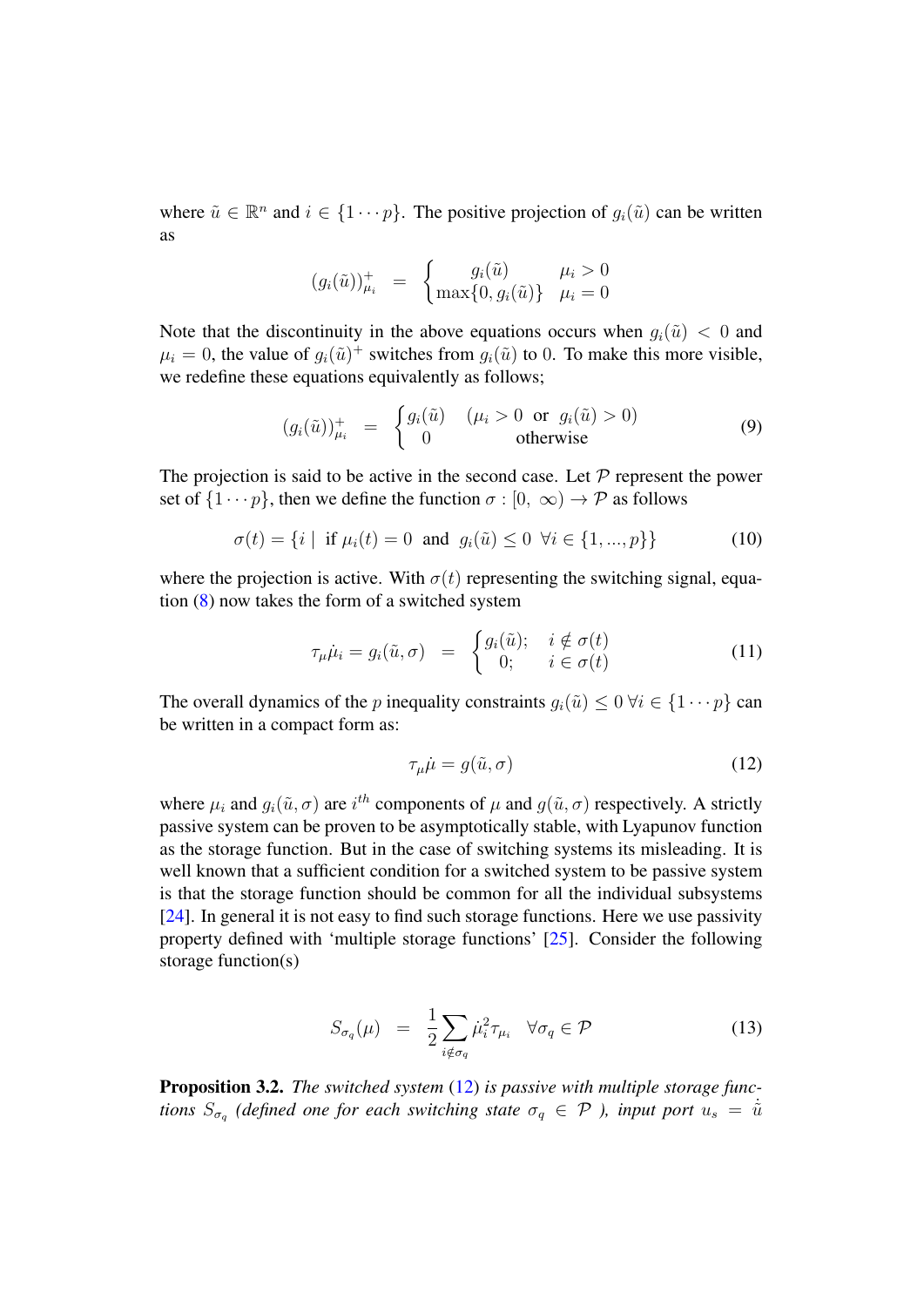where $\tilde{u} \in \mathbb{R}^n$ and $i \in \{1 \cdots p\}$. The positive projection of $g_i(\tilde{u})$ can be written as

$$(g_i(\tilde{u}))^+_{\mu_i} \;\; = \;\; \begin{cases} g_i(\tilde{u}) & \mu_i > 0 \\ \max\{0, g_i(\tilde{u})\} & \mu_i = 0 \end{cases}$$

Note that the discontinuity in the above equations occurs when $g_i(\tilde{u}) < 0$ and $\mu_i = 0$, the value of $g_i(\tilde{u})^+$ switches from $g_i(\tilde{u})$ to $0$. To make this more visible, we redefine these equations equivalently as follows;

$$(g_i(\tilde{u}))^+_{\mu_i} \;\; = \;\; \begin{cases} g_i(\tilde{u}) & (\mu_i > 0 \;\text{ or }\; g_i(\tilde{u}) > 0) \\ 0 & \text{otherwise} \end{cases} \tag{9}$$

The projection is said to be active in the second case. Let $\mathcal{P}$ represent the power set of $\{1 \cdots p\}$, then we define the function $\sigma : [0, \; \infty) \to \mathcal{P}$ as follows

$$\sigma(t) = \{i \mid \text{ if } \mu_i(t) = 0 \;\text{ and }\; g_i(\tilde{u}) \leq 0 \;\; \forall i \in \{1, ..., p\}\} \tag{10}$$

where the projection is active. With $\sigma(t)$ representing the switching signal, equation (8) now takes the form of a switched system

$$\tau_\mu \dot{\mu}_i = g_i(\tilde{u}, \sigma) \;\; = \;\; \begin{cases} g_i(\tilde{u}); & i \notin \sigma(t) \\ 0; & i \in \sigma(t) \end{cases} \tag{11}$$

The overall dynamics of the $p$ inequality constraints $g_i(\tilde{u}) \leq 0 \; \forall i \in \{1 \cdots p\}$ can be written in a compact form as:

$$\tau_\mu \dot{\mu} = g(\tilde{u}, \sigma) \tag{12}$$

where $\mu_i$ and $g_i(\tilde{u}, \sigma)$ are $i^{th}$ components of $\mu$ and $g(\tilde{u}, \sigma)$ respectively. A strictly passive system can be proven to be asymptotically stable, with Lyapunov function as the storage function. But in the case of switching systems its misleading. It is well known that a sufficient condition for a switched system to be passive system is that the storage function should be common for all the individual subsystems [24]. In general it is not easy to find such storage functions. Here we use passivity property defined with 'multiple storage functions' [25]. Consider the following storage function(s)

$$S_{\sigma_q}(\mu) \;\; = \;\; \frac{1}{2} \sum_{i \notin \sigma_q} \dot{\mu}_i^2 \tau_{\mu_i} \quad \forall \sigma_q \in \mathcal{P} \tag{13}$$

**Proposition 3.2.** *The switched system* (12) *is passive with multiple storage functions $S_{\sigma_q}$ (defined one for each switching state $\sigma_q \in \mathcal{P}$ ), input port $u_s = \dot{\tilde{u}}$*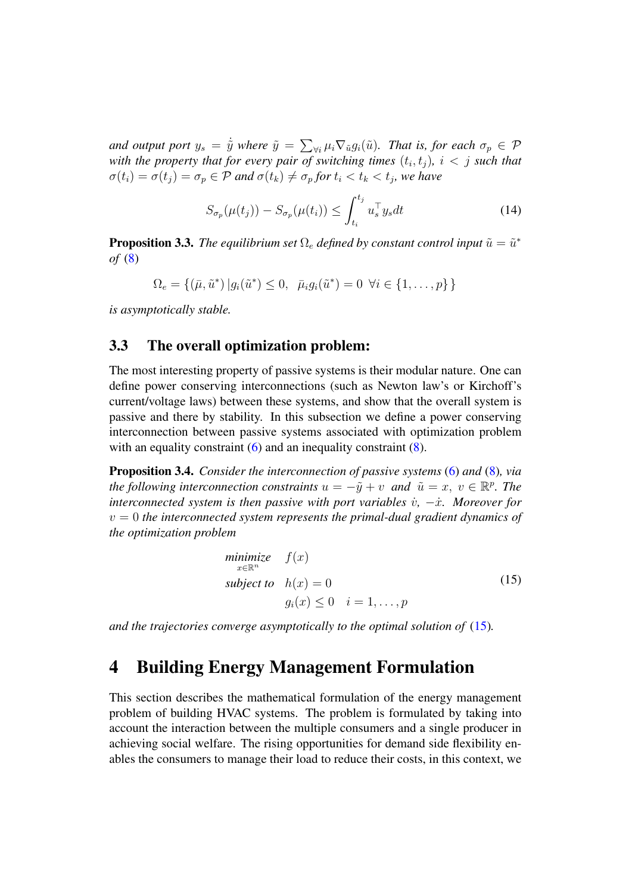*and output port* $y_s = \dot{\tilde{y}}$ *where* $\tilde{y} = \sum_{\forall i} \mu_i \nabla_{\tilde{u}} g_i(\tilde{u})$*. That is, for each* $\sigma_p \in \mathcal{P}$ *with the property that for every pair of switching times* $(t_i, t_j)$*,* $i < j$ *such that* $\sigma(t_i) = \sigma(t_j) = \sigma_p \in \mathcal{P}$ *and* $\sigma(t_k) \neq \sigma_p$ *for* $t_i < t_k < t_j$*, we have*

$$S_{\sigma_p}(\mu(t_j)) - S_{\sigma_p}(\mu(t_i)) \leq \int_{t_i}^{t_j} u_s^\top y_s dt \tag{14}$$

**Proposition 3.3.** *The equilibrium set* $\Omega_e$ *defined by constant control input* $\tilde{u} = \tilde{u}^*$ *of* (8)

$$\Omega_e = \{(\bar{\mu}, \tilde{u}^*) \,|\, g_i(\tilde{u}^*) \leq 0, \;\; \bar{\mu}_i g_i(\tilde{u}^*) = 0 \;\; \forall i \in \{1, \ldots, p\}\}$$

*is asymptotically stable.*

### 3.3 The overall optimization problem:

The most interesting property of passive systems is their modular nature. One can define power conserving interconnections (such as Newton law's or Kirchoff's current/voltage laws) between these systems, and show that the overall system is passive and there by stability. In this subsection we define a power conserving interconnection between passive systems associated with optimization problem with an equality constraint (6) and an inequality constraint (8).

**Proposition 3.4.** *Consider the interconnection of passive systems* (6) *and* (8)*, via the following interconnection constraints* $u = -\tilde{y} + v$ *and* $\tilde{u} = x$*,* $v \in \mathbb{R}^p$*. The interconnected system is then passive with port variables* $\dot{v}$*,* $-\dot{x}$*. Moreover for* $v = 0$ *the interconnected system represents the primal-dual gradient dynamics of the optimization problem*

$$\begin{aligned} \underset{x \in \mathbb{R}^n}{\text{minimize}} \quad & f(x) \\ \text{subject to} \quad & h(x) = 0 \\ & g_i(x) \leq 0 \quad i = 1, \ldots, p \end{aligned} \tag{15}$$

*and the trajectories converge asymptotically to the optimal solution of* (15)*.*

# 4 Building Energy Management Formulation

This section describes the mathematical formulation of the energy management problem of building HVAC systems. The problem is formulated by taking into account the interaction between the multiple consumers and a single producer in achieving social welfare. The rising opportunities for demand side flexibility enables the consumers to manage their load to reduce their costs, in this context, we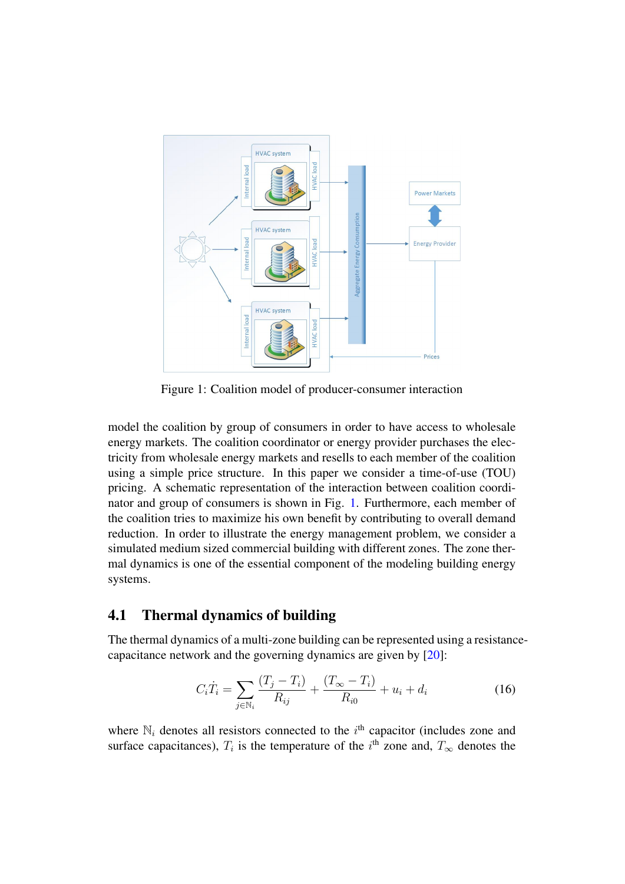Figure 1: Coalition model of producer-consumer interaction

model the coalition by group of consumers in order to have access to wholesale energy markets. The coalition coordinator or energy provider purchases the electricity from wholesale energy markets and resells to each member of the coalition using a simple price structure. In this paper we consider a time-of-use (TOU) pricing. A schematic representation of the interaction between coalition coordinator and group of consumers is shown in Fig. 1. Furthermore, each member of the coalition tries to maximize his own benefit by contributing to overall demand reduction. In order to illustrate the energy management problem, we consider a simulated medium sized commercial building with different zones. The zone thermal dynamics is one of the essential component of the modeling building energy systems.

### 4.1 Thermal dynamics of building

The thermal dynamics of a multi-zone building can be represented using a resistance-capacitance network and the governing dynamics are given by [20]:

$$C_i \dot{T}_i = \sum_{j \in \mathbb{N}_i} \frac{(T_j - T_i)}{R_{ij}} + \frac{(T_\infty - T_i)}{R_{i0}} + u_i + d_i \tag{16}$$

where $\mathbb{N}_i$ denotes all resistors connected to the $i^{\text{th}}$ capacitor (includes zone and surface capacitances), $T_i$ is the temperature of the $i^{\text{th}}$ zone and, $T_\infty$ denotes the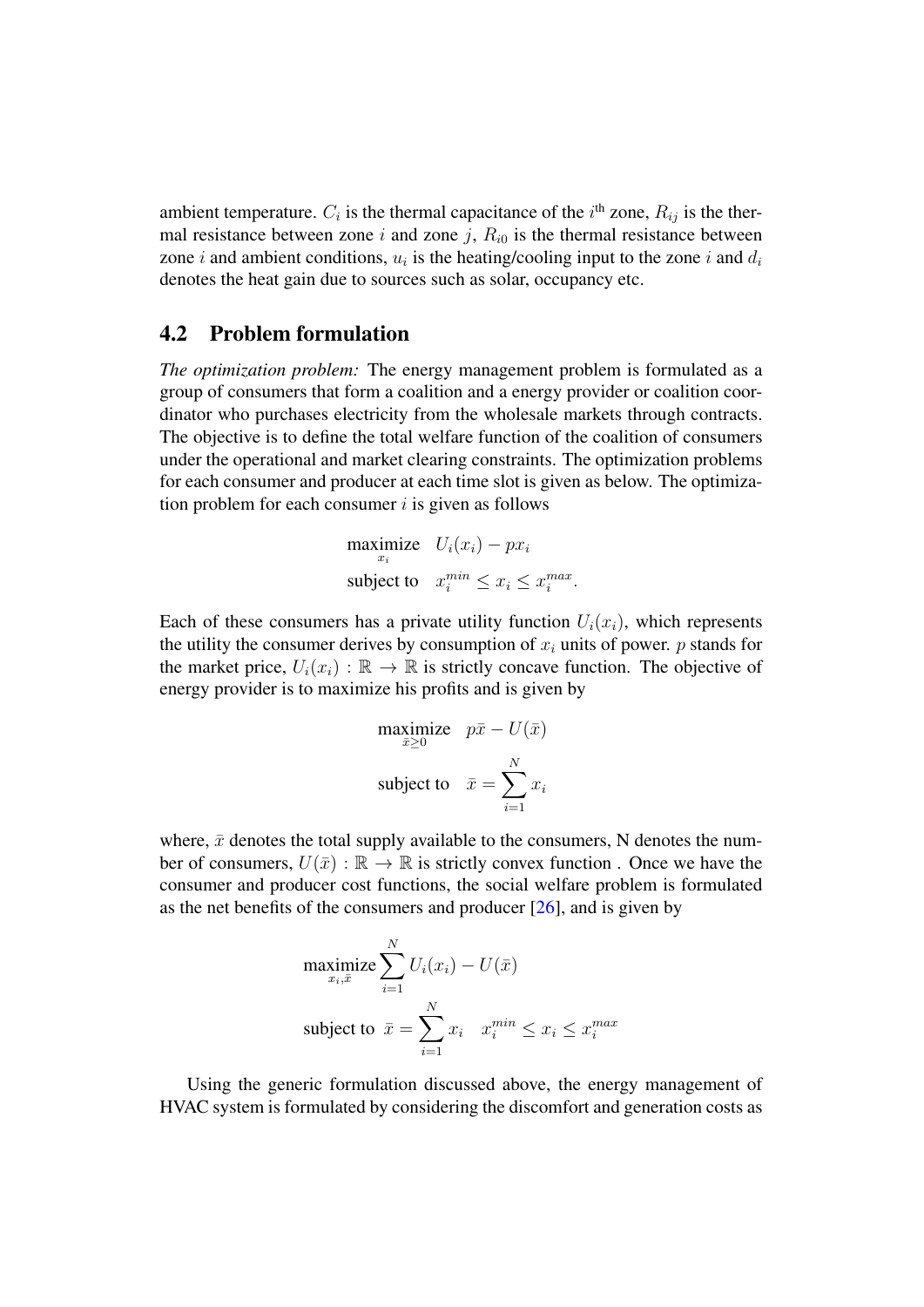ambient temperature. $C_i$ is the thermal capacitance of the $i^{\text{th}}$ zone, $R_{ij}$ is the thermal resistance between zone $i$ and zone $j$, $R_{i0}$ is the thermal resistance between zone $i$ and ambient conditions, $u_i$ is the heating/cooling input to the zone $i$ and $d_i$ denotes the heat gain due to sources such as solar, occupancy etc.

## 4.2 Problem formulation

*The optimization problem:* The energy management problem is formulated as a group of consumers that form a coalition and a energy provider or coalition coordinator who purchases electricity from the wholesale markets through contracts. The objective is to define the total welfare function of the coalition of consumers under the operational and market clearing constraints. The optimization problems for each consumer and producer at each time slot is given as below. The optimization problem for each consumer $i$ is given as follows

$$\begin{aligned} \underset{x_i}{\text{maximize}} \quad & U_i(x_i) - p x_i \\ \text{subject to} \quad & x_i^{min} \le x_i \le x_i^{max}. \end{aligned}$$

Each of these consumers has a private utility function $U_i(x_i)$, which represents the utility the consumer derives by consumption of $x_i$ units of power. $p$ stands for the market price, $U_i(x_i) : \mathbb{R} \to \mathbb{R}$ is strictly concave function. The objective of energy provider is to maximize his profits and is given by

$$\begin{aligned} \underset{\bar{x} \ge 0}{\text{maximize}} \quad & p\bar{x} - U(\bar{x}) \\ \text{subject to} \quad & \bar{x} = \sum_{i=1}^{N} x_i \end{aligned}$$

where, $\bar{x}$ denotes the total supply available to the consumers, N denotes the number of consumers, $U(\bar{x}) : \mathbb{R} \to \mathbb{R}$ is strictly convex function . Once we have the consumer and producer cost functions, the social welfare problem is formulated as the net benefits of the consumers and producer [26], and is given by

$$\begin{aligned} \underset{x_i, \bar{x}}{\text{maximize}} & \sum_{i=1}^{N} U_i(x_i) - U(\bar{x}) \\ \text{subject to} \ & \bar{x} = \sum_{i=1}^{N} x_i \quad x_i^{min} \le x_i \le x_i^{max} \end{aligned}$$

Using the generic formulation discussed above, the energy management of HVAC system is formulated by considering the discomfort and generation costs as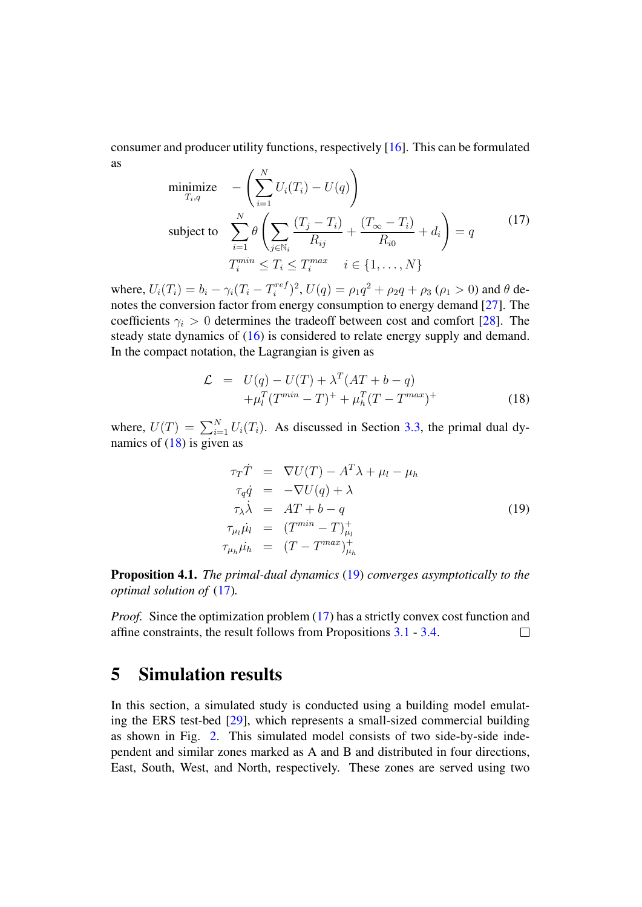consumer and producer utility functions, respectively [16]. This can be formulated as

$$
\begin{aligned}
\underset{T_i, q}{\text{minimize}} \quad & -\left(\sum_{i=1}^{N} U_i(T_i) - U(q)\right) \\
\text{subject to} \quad & \sum_{i=1}^{N} \theta \left( \sum_{j \in \mathbb{N}_i} \frac{(T_j - T_i)}{R_{ij}} + \frac{(T_\infty - T_i)}{R_{i0}} + d_i \right) = q \\
& T_i^{min} \leq T_i \leq T_i^{max} \quad i \in \{1, \ldots, N\}
\end{aligned} \tag{17}
$$

where, $U_i(T_i) = b_i - \gamma_i(T_i - T_i^{ref})^2$, $U(q) = \rho_1 q^2 + \rho_2 q + \rho_3$ ($\rho_1 > 0$) and $\theta$ denotes the conversion factor from energy consumption to energy demand [27]. The coefficients $\gamma_i > 0$ determines the tradeoff between cost and comfort [28]. The steady state dynamics of (16) is considered to relate energy supply and demand. In the compact notation, the Lagrangian is given as

$$
\begin{aligned}
\mathcal{L} \;\; = \;\; & U(q) - U(T) + \lambda^T(AT + b - q) \\
& + \mu_l^T(T^{min} - T)^+ + \mu_h^T(T - T^{max})^+
\end{aligned} \tag{18}
$$

where, $U(T) = \sum_{i=1}^{N} U_i(T_i)$. As discussed in Section 3.3, the primal dual dynamics of (18) is given as

$$
\begin{aligned}
\tau_T \dot{T} &= \nabla U(T) - A^T\lambda + \mu_l - \mu_h \\
\tau_q \dot{q} &= -\nabla U(q) + \lambda \\
\tau_\lambda \dot{\lambda} &= AT + b - q \\
\tau_{\mu_l} \dot{\mu}_l &= (T^{min} - T)^+_{\mu_l} \\
\tau_{\mu_h} \dot{\mu}_h &= (T - T^{max})^+_{\mu_h}
\end{aligned} \tag{19}
$$

**Proposition 4.1.** *The primal-dual dynamics* (19) *converges asymptotically to the optimal solution of* (17)*.*

*Proof.* Since the optimization problem (17) has a strictly convex cost function and affine constraints, the result follows from Propositions 3.1 - 3.4. □

## 5 Simulation results

In this section, a simulated study is conducted using a building model emulating the ERS test-bed [29], which represents a small-sized commercial building as shown in Fig. 2. This simulated model consists of two side-by-side independent and similar zones marked as A and B and distributed in four directions, East, South, West, and North, respectively. These zones are served using two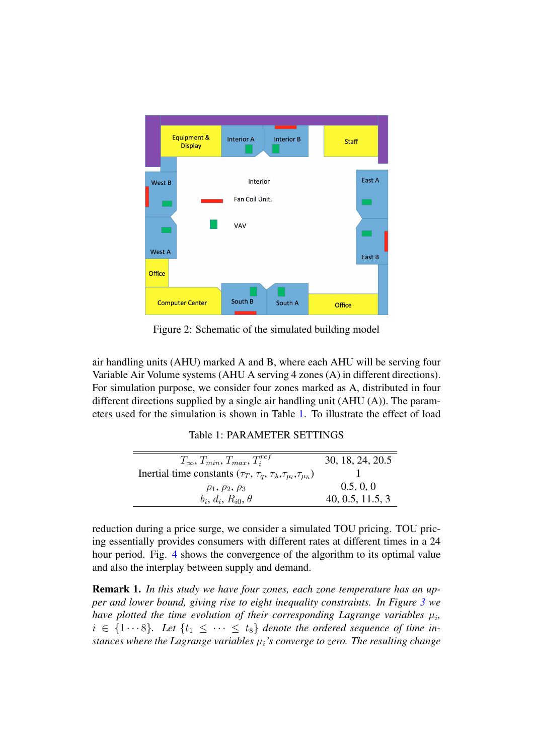Figure 2: Schematic of the simulated building model

air handling units (AHU) marked A and B, where each AHU will be serving four Variable Air Volume systems (AHU A serving 4 zones (A) in different directions). For simulation purpose, we consider four zones marked as A, distributed in four different directions supplied by a single air handling unit (AHU (A)). The parameters used for the simulation is shown in Table 1. To illustrate the effect of load

Table 1: PARAMETER SETTINGS

| | |
|---|---|
| $T_\infty$, $T_{min}$, $T_{max}$, $T_i^{ref}$ | 30, 18, 24, 20.5 |
| Inertial time constants ($\tau_T$, $\tau_q$, $\tau_\lambda$,$\tau_{\mu_l}$,$\tau_{\mu_h}$) | 1 |
| $\rho_1$, $\rho_2$, $\rho_3$ | 0.5, 0, 0 |
| $b_i$, $d_i$, $R_{i0}$, $\theta$ | 40, 0.5, 11.5, 3 |

reduction during a price surge, we consider a simulated TOU pricing. TOU pricing essentially provides consumers with different rates at different times in a 24 hour period. Fig. 4 shows the convergence of the algorithm to its optimal value and also the interplay between supply and demand.

**Remark 1.** *In this study we have four zones, each zone temperature has an upper and lower bound, giving rise to eight inequality constraints. In Figure 3 we have plotted the time evolution of their corresponding Lagrange variables $\mu_i$, $i \in \{1 \cdots 8\}$. Let $\{t_1 \leq \cdots \leq t_8\}$ denote the ordered sequence of time instances where the Lagrange variables $\mu_i$'s converge to zero. The resulting change*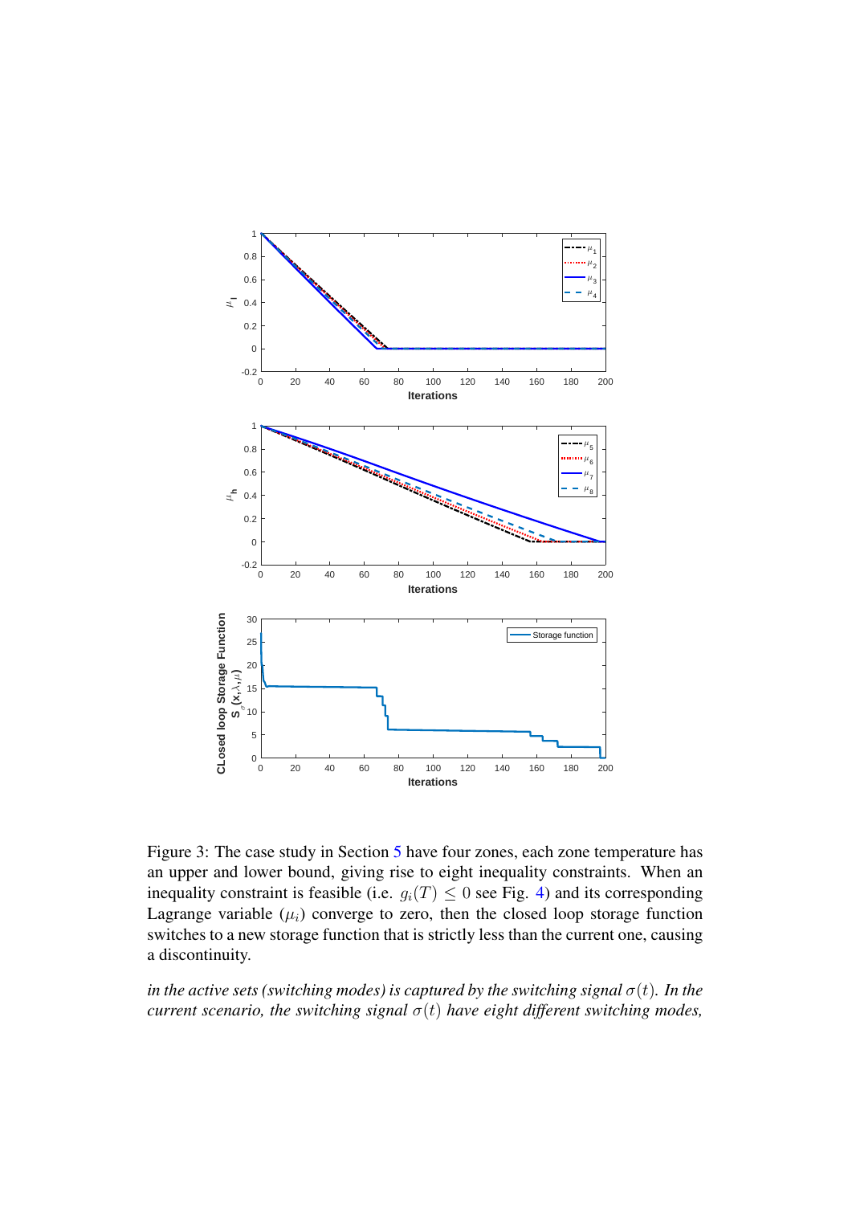Figure 3: The case study in Section 5 have four zones, each zone temperature has an upper and lower bound, giving rise to eight inequality constraints. When an inequality constraint is feasible (i.e. $g_i(T) \leq 0$ see Fig. 4) and its corresponding Lagrange variable ($\mu_i$) converge to zero, then the closed loop storage function switches to a new storage function that is strictly less than the current one, causing a discontinuity.

*in the active sets (switching modes) is captured by the switching signal $\sigma(t)$. In the current scenario, the switching signal $\sigma(t)$ have eight different switching modes,*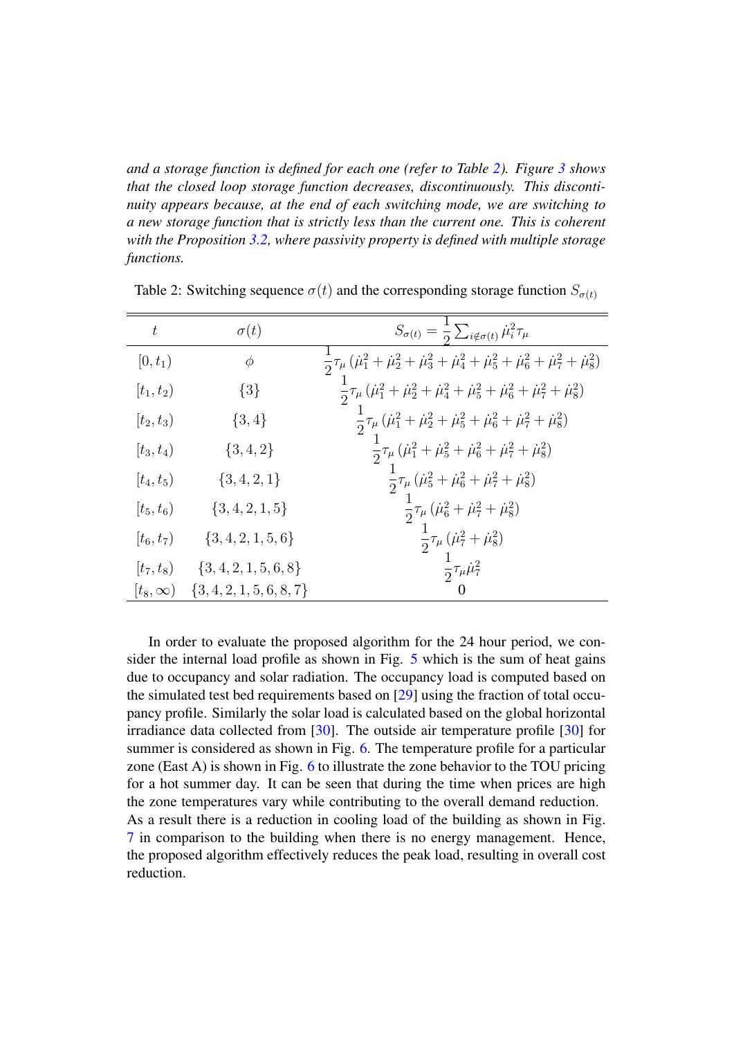*and a storage function is defined for each one (refer to Table 2). Figure 3 shows that the closed loop storage function decreases, discontinuously. This discontinuity appears because, at the end of each switching mode, we are switching to a new storage function that is strictly less than the current one. This is coherent with the Proposition 3.2, where passivity property is defined with multiple storage functions.*

Table 2: Switching sequence $\sigma(t)$ and the corresponding storage function $S_{\sigma(t)}$

| $t$ | $\sigma(t)$ | $S_{\sigma(t)} = \frac{1}{2}\sum_{i \notin \sigma(t)} \dot{\mu}_i^2 \tau_\mu$ |
|---|---|---|
| $[0, t_1)$ | $\phi$ | $\frac{1}{2}\tau_\mu \left(\dot{\mu}_1^2 + \dot{\mu}_2^2 + \dot{\mu}_3^2 + \dot{\mu}_4^2 + \dot{\mu}_5^2 + \dot{\mu}_6^2 + \dot{\mu}_7^2 + \dot{\mu}_8^2\right)$ |
| $[t_1, t_2)$ | $\{3\}$ | $\frac{1}{2}\tau_\mu \left(\dot{\mu}_1^2 + \dot{\mu}_2^2 + \dot{\mu}_4^2 + \dot{\mu}_5^2 + \dot{\mu}_6^2 + \dot{\mu}_7^2 + \dot{\mu}_8^2\right)$ |
| $[t_2, t_3)$ | $\{3, 4\}$ | $\frac{1}{2}\tau_\mu \left(\dot{\mu}_1^2 + \dot{\mu}_2^2 + \dot{\mu}_5^2 + \dot{\mu}_6^2 + \dot{\mu}_7^2 + \dot{\mu}_8^2\right)$ |
| $[t_3, t_4)$ | $\{3, 4, 2\}$ | $\frac{1}{2}\tau_\mu \left(\dot{\mu}_1^2 + \dot{\mu}_5^2 + \dot{\mu}_6^2 + \dot{\mu}_7^2 + \dot{\mu}_8^2\right)$ |
| $[t_4, t_5)$ | $\{3, 4, 2, 1\}$ | $\frac{1}{2}\tau_\mu \left(\dot{\mu}_5^2 + \dot{\mu}_6^2 + \dot{\mu}_7^2 + \dot{\mu}_8^2\right)$ |
| $[t_5, t_6)$ | $\{3, 4, 2, 1, 5\}$ | $\frac{1}{2}\tau_\mu \left(\dot{\mu}_6^2 + \dot{\mu}_7^2 + \dot{\mu}_8^2\right)$ |
| $[t_6, t_7)$ | $\{3, 4, 2, 1, 5, 6\}$ | $\frac{1}{2}\tau_\mu \left(\dot{\mu}_7^2 + \dot{\mu}_8^2\right)$ |
| $[t_7, t_8)$ | $\{3, 4, 2, 1, 5, 6, 8\}$ | $\frac{1}{2}\tau_\mu \dot{\mu}_7^2$ |
| $[t_8, \infty)$ | $\{3, 4, 2, 1, 5, 6, 8, 7\}$ | $0$ |

In order to evaluate the proposed algorithm for the 24 hour period, we consider the internal load profile as shown in Fig. 5 which is the sum of heat gains due to occupancy and solar radiation. The occupancy load is computed based on the simulated test bed requirements based on [29] using the fraction of total occupancy profile. Similarly the solar load is calculated based on the global horizontal irradiance data collected from [30]. The outside air temperature profile [30] for summer is considered as shown in Fig. 6. The temperature profile for a particular zone (East A) is shown in Fig. 6 to illustrate the zone behavior to the TOU pricing for a hot summer day. It can be seen that during the time when prices are high the zone temperatures vary while contributing to the overall demand reduction. As a result there is a reduction in cooling load of the building as shown in Fig. 7 in comparison to the building when there is no energy management. Hence, the proposed algorithm effectively reduces the peak load, resulting in overall cost reduction.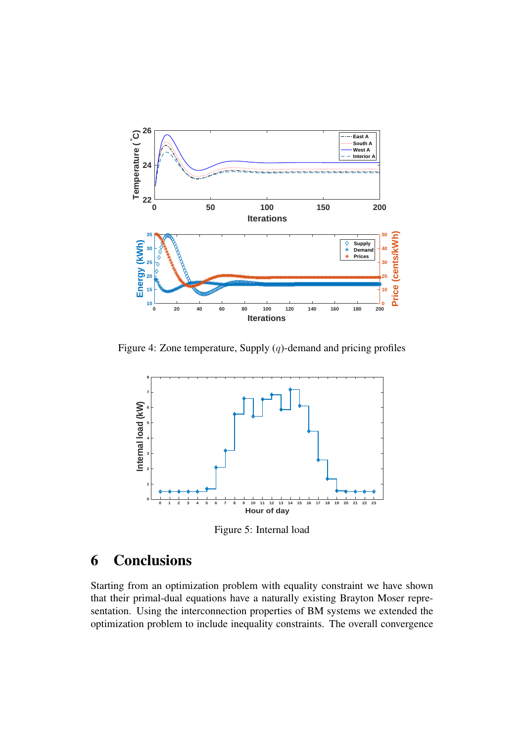Figure 4: Zone temperature, Supply ($q$)-demand and pricing profiles

Figure 5: Internal load

## 6 Conclusions

Starting from an optimization problem with equality constraint we have shown that their primal-dual equations have a naturally existing Brayton Moser representation. Using the interconnection properties of BM systems we extended the optimization problem to include inequality constraints. The overall convergence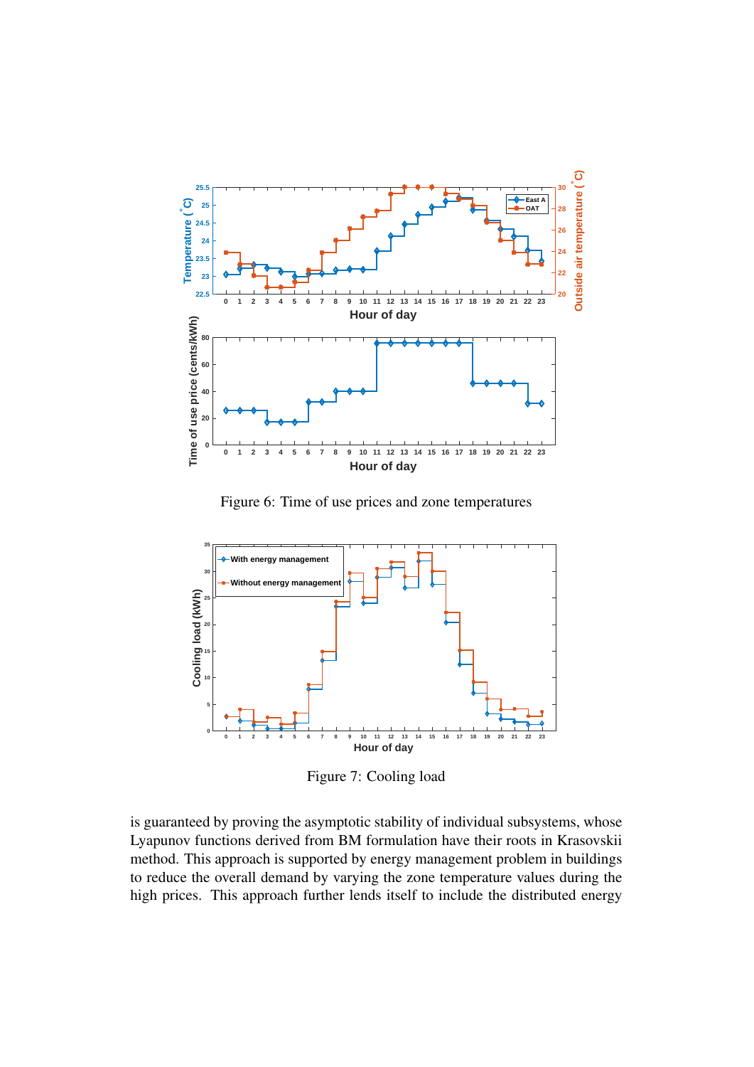Figure 6: Time of use prices and zone temperatures

Figure 7: Cooling load

is guaranteed by proving the asymptotic stability of individual subsystems, whose Lyapunov functions derived from BM formulation have their roots in Krasovskii method. This approach is supported by energy management problem in buildings to reduce the overall demand by varying the zone temperature values during the high prices. This approach further lends itself to include the distributed energy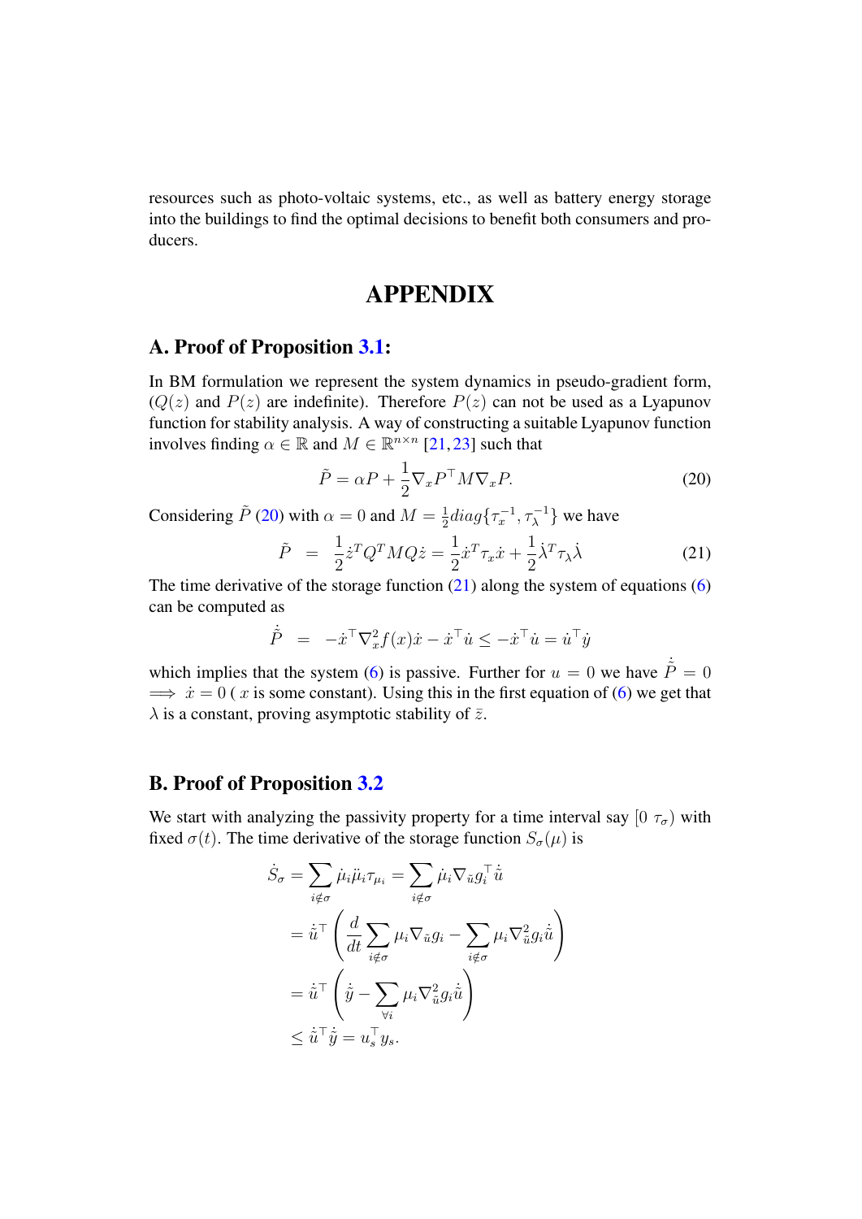resources such as photo-voltaic systems, etc., as well as battery energy storage into the buildings to find the optimal decisions to benefit both consumers and producers.

# APPENDIX

## A. Proof of Proposition 3.1:

In BM formulation we represent the system dynamics in pseudo-gradient form, ($Q(z)$ and $P(z)$ are indefinite). Therefore $P(z)$ can not be used as a Lyapunov function for stability analysis. A way of constructing a suitable Lyapunov function involves finding $\alpha \in \mathbb{R}$ and $M \in \mathbb{R}^{n \times n}$ [21, 23] such that

$$\tilde{P} = \alpha P + \frac{1}{2} \nabla_x P^\top M \nabla_x P. \tag{20}$$

Considering $\tilde{P}$ (20) with $\alpha = 0$ and $M = \frac{1}{2} diag\{\tau_x^{-1}, \tau_\lambda^{-1}\}$ we have

$$\tilde{P} \;=\; \frac{1}{2} \dot{z}^T Q^T M Q \dot{z} = \frac{1}{2} \dot{x}^T \tau_x \dot{x} + \frac{1}{2} \dot{\lambda}^T \tau_\lambda \dot{\lambda} \tag{21}$$

The time derivative of the storage function (21) along the system of equations (6) can be computed as

$$\dot{\tilde{P}} \;=\; -\dot{x}^\top \nabla_x^2 f(x) \dot{x} - \dot{x}^\top \dot{u} \leq -\dot{x}^\top \dot{u} = \dot{u}^\top \dot{y}$$

which implies that the system (6) is passive. Further for $u = 0$ we have $\dot{\tilde{P}} = 0$ $\implies$ $\dot{x} = 0$ ( $x$ is some constant). Using this in the first equation of (6) we get that $\lambda$ is a constant, proving asymptotic stability of $\bar{z}$.

## B. Proof of Proposition 3.2

We start with analyzing the passivity property for a time interval say $[0 \;\tau_\sigma)$ with fixed $\sigma(t)$. The time derivative of the storage function $S_\sigma(\mu)$ is

$$\begin{aligned}
\dot{S}_\sigma &= \sum_{i \notin \sigma} \dot{\mu}_i \ddot{\mu}_i \tau_{\mu_i} = \sum_{i \notin \sigma} \dot{\mu}_i \nabla_{\tilde{u}} g_i^\top \dot{\tilde{u}} \\
&= \dot{\tilde{u}}^\top \left( \frac{d}{dt} \sum_{i \notin \sigma} \mu_i \nabla_{\tilde{u}} g_i - \sum_{i \notin \sigma} \mu_i \nabla_{\tilde{u}}^2 g_i \dot{\tilde{u}} \right) \\
&= \dot{\tilde{u}}^\top \left( \dot{\tilde{y}} - \sum_{\forall i} \mu_i \nabla_{\tilde{u}}^2 g_i \dot{\tilde{u}} \right) \\
&\leq \dot{\tilde{u}}^\top \dot{\tilde{y}} = u_s^\top y_s.
\end{aligned}$$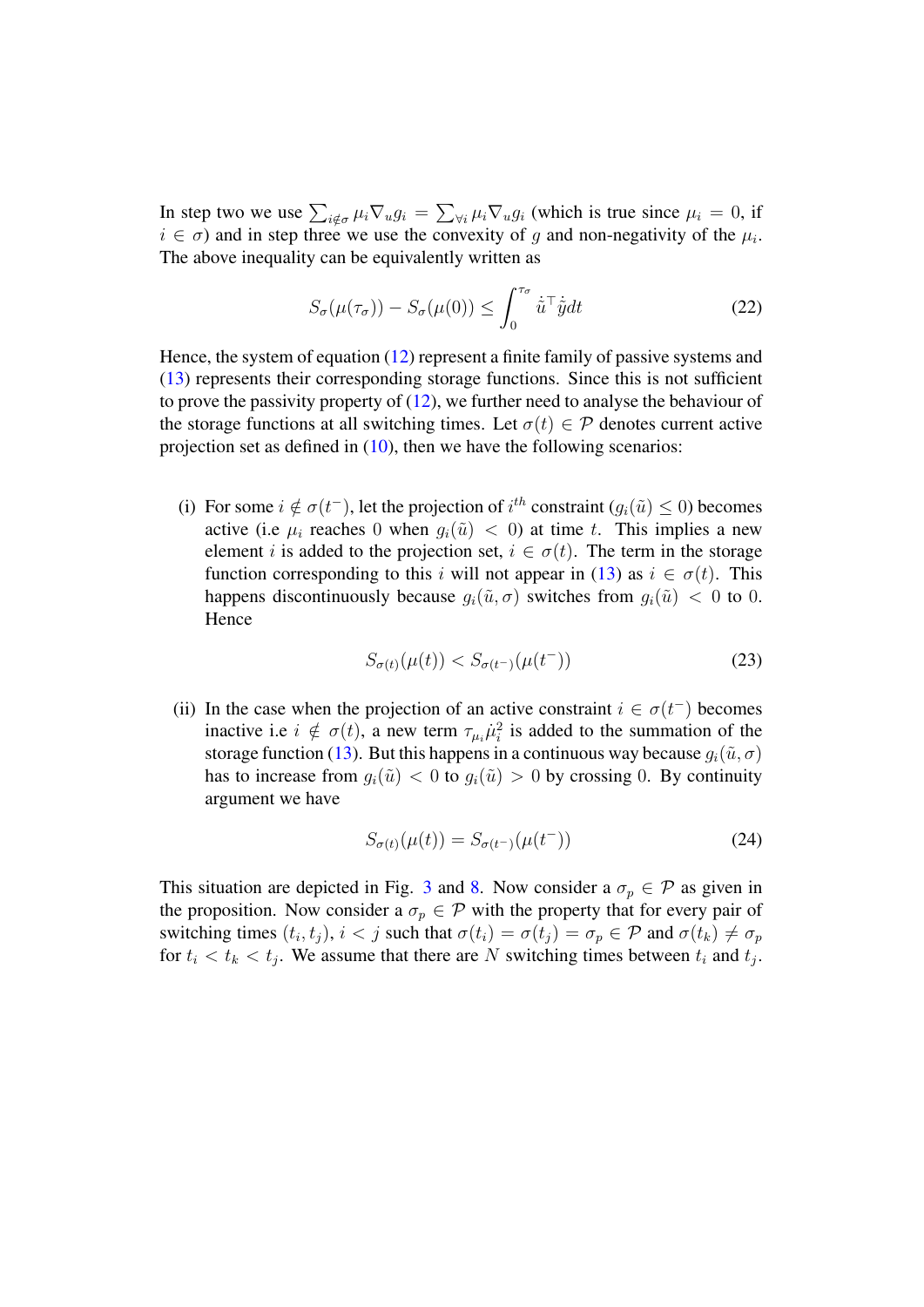In step two we use $\sum_{i \notin \sigma} \mu_i \nabla_u g_i = \sum_{\forall i} \mu_i \nabla_u g_i$ (which is true since $\mu_i = 0$, if $i \in \sigma$) and in step three we use the convexity of $g$ and non-negativity of the $\mu_i$. The above inequality can be equivalently written as

$$S_\sigma(\mu(\tau_\sigma)) - S_\sigma(\mu(0)) \leq \int_0^{\tau_\sigma} \dot{\tilde{u}}^\top \dot{\tilde{y}} dt \tag{22}$$

Hence, the system of equation (12) represent a finite family of passive systems and (13) represents their corresponding storage functions. Since this is not sufficient to prove the passivity property of (12), we further need to analyse the behaviour of the storage functions at all switching times. Let $\sigma(t) \in \mathcal{P}$ denotes current active projection set as defined in (10), then we have the following scenarios:

(i) For some $i \notin \sigma(t^-)$, let the projection of $i^{th}$ constraint ($g_i(\tilde{u}) \leq 0$) becomes active (i.e $\mu_i$ reaches 0 when $g_i(\tilde{u}) < 0$) at time $t$. This implies a new element $i$ is added to the projection set, $i \in \sigma(t)$. The term in the storage function corresponding to this $i$ will not appear in (13) as $i \in \sigma(t)$. This happens discontinuously because $g_i(\tilde{u}, \sigma)$ switches from $g_i(\tilde{u}) < 0$ to 0. Hence

$$S_{\sigma(t)}(\mu(t)) < S_{\sigma(t^-)}(\mu(t^-)) \tag{23}$$

(ii) In the case when the projection of an active constraint $i \in \sigma(t^-)$ becomes inactive i.e $i \notin \sigma(t)$, a new term $\tau_{\mu_i} \dot{\mu}_i^2$ is added to the summation of the storage function (13). But this happens in a continuous way because $g_i(\tilde{u}, \sigma)$ has to increase from $g_i(\tilde{u}) < 0$ to $g_i(\tilde{u}) > 0$ by crossing 0. By continuity argument we have

$$S_{\sigma(t)}(\mu(t)) = S_{\sigma(t^-)}(\mu(t^-)) \tag{24}$$

This situation are depicted in Fig. 3 and 8. Now consider a $\sigma_p \in \mathcal{P}$ as given in the proposition. Now consider a $\sigma_p \in \mathcal{P}$ with the property that for every pair of switching times $(t_i, t_j)$, $i < j$ such that $\sigma(t_i) = \sigma(t_j) = \sigma_p \in \mathcal{P}$ and $\sigma(t_k) \neq \sigma_p$ for $t_i < t_k < t_j$. We assume that there are $N$ switching times between $t_i$ and $t_j$.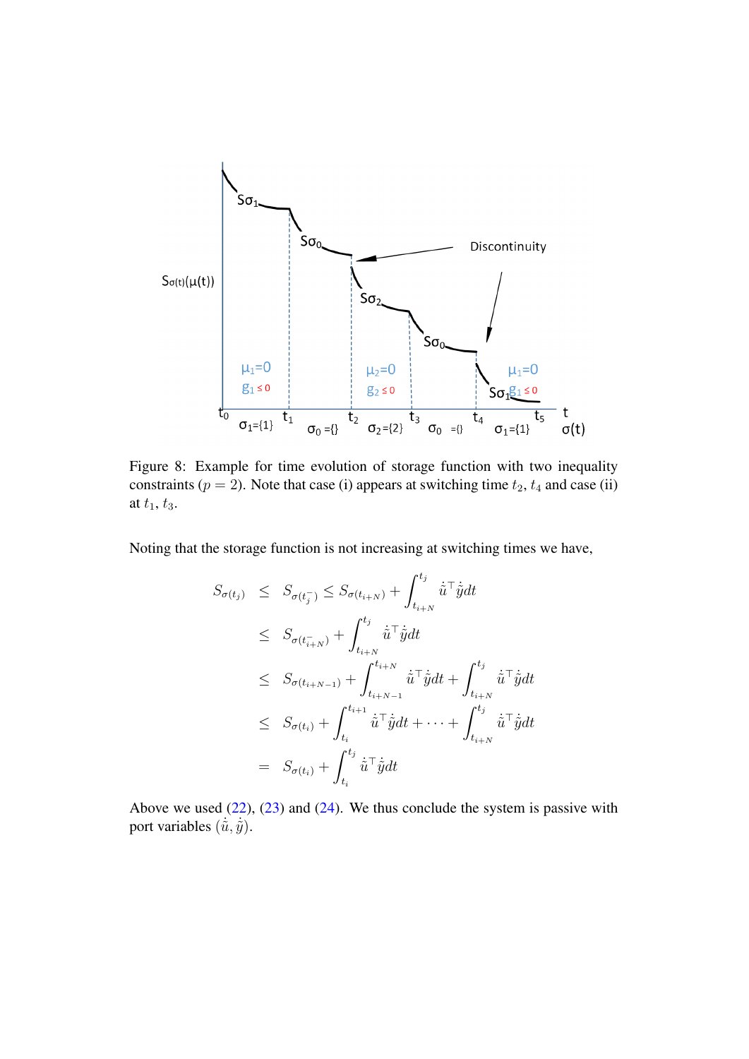Figure 8: Example for time evolution of storage function with two inequality constraints ($p = 2$). Note that case (i) appears at switching time $t_2$, $t_4$ and case (ii) at $t_1$, $t_3$.

Noting that the storage function is not increasing at switching times we have,

$$
\begin{aligned}
S_{\sigma(t_j)} &\leq S_{\sigma(t_j^-)} \leq S_{\sigma(t_{i+N})} + \int_{t_{i+N}}^{t_j} \dot{\tilde{u}}^\top \dot{\tilde{y}} dt \\
&\leq S_{\sigma(t_{i+N}^-)} + \int_{t_{i+N}}^{t_j} \dot{\tilde{u}}^\top \dot{\tilde{y}} dt \\
&\leq S_{\sigma(t_{i+N-1})} + \int_{t_{i+N-1}}^{t_{i+N}} \dot{\tilde{u}}^\top \dot{\tilde{y}} dt + \int_{t_{i+N}}^{t_j} \dot{\tilde{u}}^\top \dot{\tilde{y}} dt \\
&\leq S_{\sigma(t_i)} + \int_{t_i}^{t_{i+1}} \dot{\tilde{u}}^\top \dot{\tilde{y}} dt + \cdots + \int_{t_{i+N}}^{t_j} \dot{\tilde{u}}^\top \dot{\tilde{y}} dt \\
&= S_{\sigma(t_i)} + \int_{t_i}^{t_j} \dot{\tilde{u}}^\top \dot{\tilde{y}} dt
\end{aligned}
$$

Above we used (22), (23) and (24). We thus conclude the system is passive with port variables $(\dot{\tilde{u}}, \dot{\tilde{y}})$.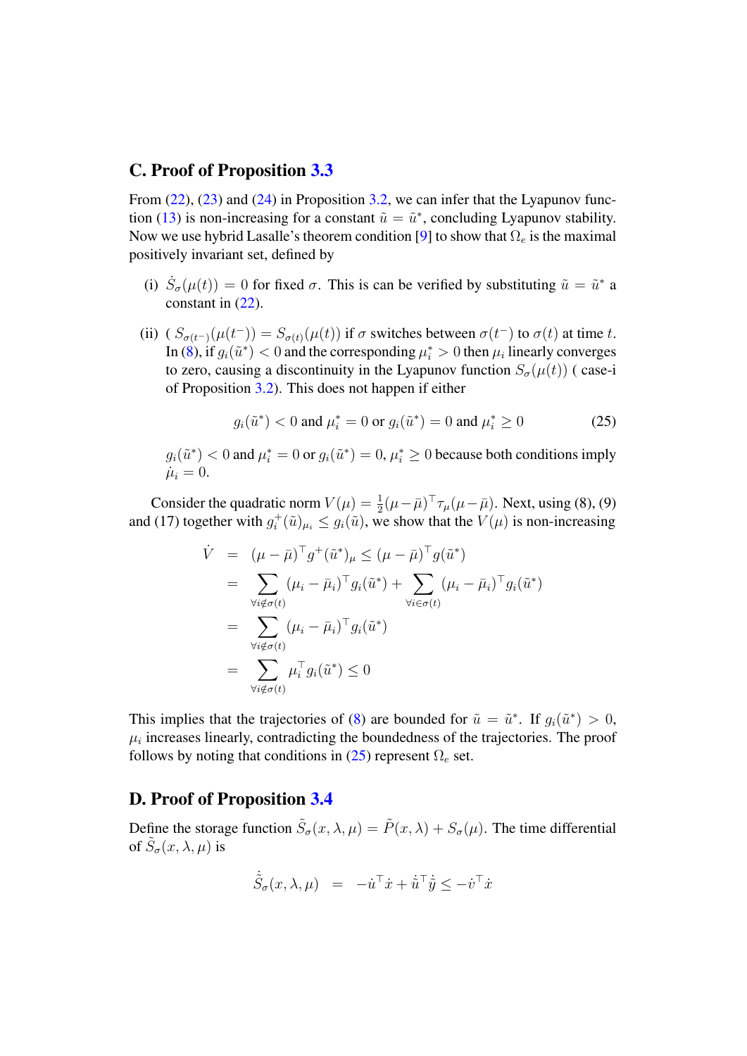## C. Proof of Proposition 3.3

From (22), (23) and (24) in Proposition 3.2, we can infer that the Lyapunov function (13) is non-increasing for a constant $\tilde{u} = \tilde{u}^*$, concluding Lyapunov stability. Now we use hybrid Lasalle's theorem condition [9] to show that $\Omega_e$ is the maximal positively invariant set, defined by

(i) $\dot{S}_\sigma(\mu(t)) = 0$ for fixed $\sigma$. This is can be verified by substituting $\tilde{u} = \tilde{u}^*$ a constant in (22).

(ii) ( $S_{\sigma(t^-)}(\mu(t^-)) = S_{\sigma(t)}(\mu(t))$ if $\sigma$ switches between $\sigma(t^-)$ to $\sigma(t)$ at time $t$. In (8), if $g_i(\tilde{u}^*) < 0$ and the corresponding $\mu_i^* > 0$ then $\mu_i$ linearly converges to zero, causing a discontinuity in the Lyapunov function $S_\sigma(\mu(t))$ ( case-i of Proposition 3.2). This does not happen if either

$$g_i(\tilde{u}^*) < 0 \text{ and } \mu_i^* = 0 \text{ or } g_i(\tilde{u}^*) = 0 \text{ and } \mu_i^* \geq 0 \tag{25}$$

$g_i(\tilde{u}^*) < 0$ and $\mu_i^* = 0$ or $g_i(\tilde{u}^*) = 0$, $\mu_i^* \geq 0$ because both conditions imply $\dot{\mu}_i = 0$.

Consider the quadratic norm $V(\mu) = \frac{1}{2}(\mu - \bar{\mu})^\top \tau_\mu (\mu - \bar{\mu})$. Next, using (8), (9) and (17) together with $g_i^+(\tilde{u})_{\mu_i} \leq g_i(\tilde{u})$, we show that the $V(\mu)$ is non-increasing

$$
\begin{aligned}
\dot{V} &= (\mu - \bar{\mu})^\top g^+(\tilde{u}^*)_\mu \leq (\mu - \bar{\mu})^\top g(\tilde{u}^*) \\
&= \sum_{\forall i \notin \sigma(t)} (\mu_i - \bar{\mu}_i)^\top g_i(\tilde{u}^*) + \sum_{\forall i \in \sigma(t)} (\mu_i - \bar{\mu}_i)^\top g_i(\tilde{u}^*) \\
&= \sum_{\forall i \notin \sigma(t)} (\mu_i - \bar{\mu}_i)^\top g_i(\tilde{u}^*) \\
&= \sum_{\forall i \notin \sigma(t)} \mu_i^\top g_i(\tilde{u}^*) \leq 0
\end{aligned}
$$

This implies that the trajectories of (8) are bounded for $\tilde{u} = \tilde{u}^*$. If $g_i(\tilde{u}^*) > 0$, $\mu_i$ increases linearly, contradicting the boundedness of the trajectories. The proof follows by noting that conditions in (25) represent $\Omega_e$ set.

## D. Proof of Proposition 3.4

Define the storage function $\tilde{S}_\sigma(x, \lambda, \mu) = \tilde{P}(x, \lambda) + S_\sigma(\mu)$. The time differential of $\tilde{S}_\sigma(x, \lambda, \mu)$ is

$$\dot{\tilde{S}}_\sigma(x, \lambda, \mu) \quad = \quad -\dot{u}^\top \dot{x} + \dot{\tilde{u}}^\top \dot{\tilde{y}} \leq -\dot{v}^\top \dot{x}$$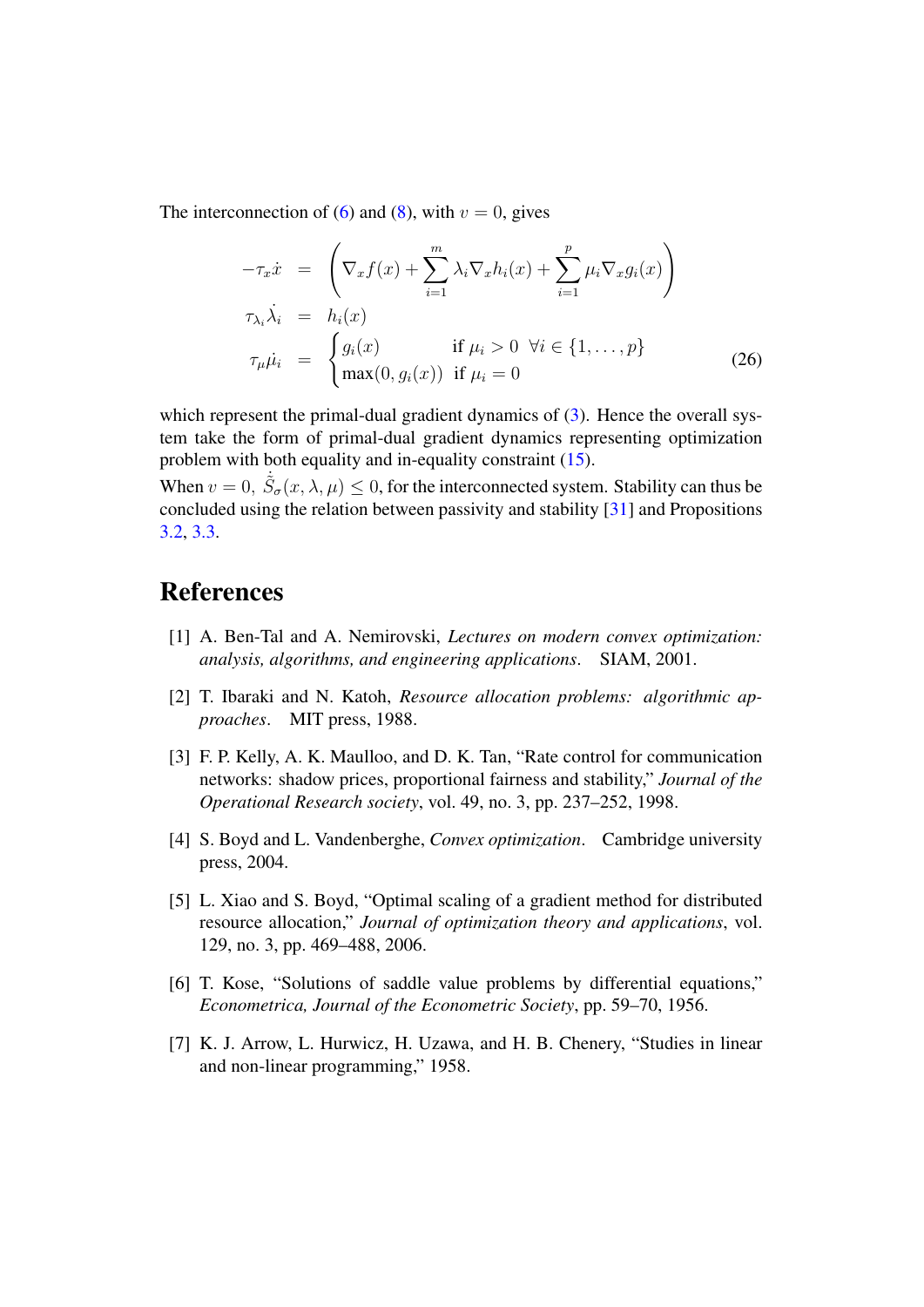The interconnection of (6) and (8), with $v = 0$, gives

$$
\begin{aligned}
-\tau_x \dot{x} &= \left( \nabla_x f(x) + \sum_{i=1}^{m} \lambda_i \nabla_x h_i(x) + \sum_{i=1}^{p} \mu_i \nabla_x g_i(x) \right) \\
\tau_{\lambda_i} \dot{\lambda}_i &= h_i(x) \\
\tau_\mu \dot{\mu}_i &= \begin{cases} g_i(x) & \text{if } \mu_i > 0 \;\; \forall i \in \{1, \dots, p\} \\ \max(0, g_i(x)) & \text{if } \mu_i = 0 \end{cases}
\end{aligned} \tag{26}
$$

which represent the primal-dual gradient dynamics of (3). Hence the overall system take the form of primal-dual gradient dynamics representing optimization problem with both equality and in-equality constraint (15).

When $v = 0$, $\dot{\tilde{S}}_\sigma(x, \lambda, \mu) \leq 0$, for the interconnected system. Stability can thus be concluded using the relation between passivity and stability [31] and Propositions 3.2, 3.3.

# References

[1] A. Ben-Tal and A. Nemirovski, *Lectures on modern convex optimization: analysis, algorithms, and engineering applications*. SIAM, 2001.

[2] T. Ibaraki and N. Katoh, *Resource allocation problems: algorithmic approaches*. MIT press, 1988.

[3] F. P. Kelly, A. K. Maulloo, and D. K. Tan, "Rate control for communication networks: shadow prices, proportional fairness and stability," *Journal of the Operational Research society*, vol. 49, no. 3, pp. 237–252, 1998.

[4] S. Boyd and L. Vandenberghe, *Convex optimization*. Cambridge university press, 2004.

[5] L. Xiao and S. Boyd, "Optimal scaling of a gradient method for distributed resource allocation," *Journal of optimization theory and applications*, vol. 129, no. 3, pp. 469–488, 2006.

[6] T. Kose, "Solutions of saddle value problems by differential equations," *Econometrica, Journal of the Econometric Society*, pp. 59–70, 1956.

[7] K. J. Arrow, L. Hurwicz, H. Uzawa, and H. B. Chenery, "Studies in linear and non-linear programming," 1958.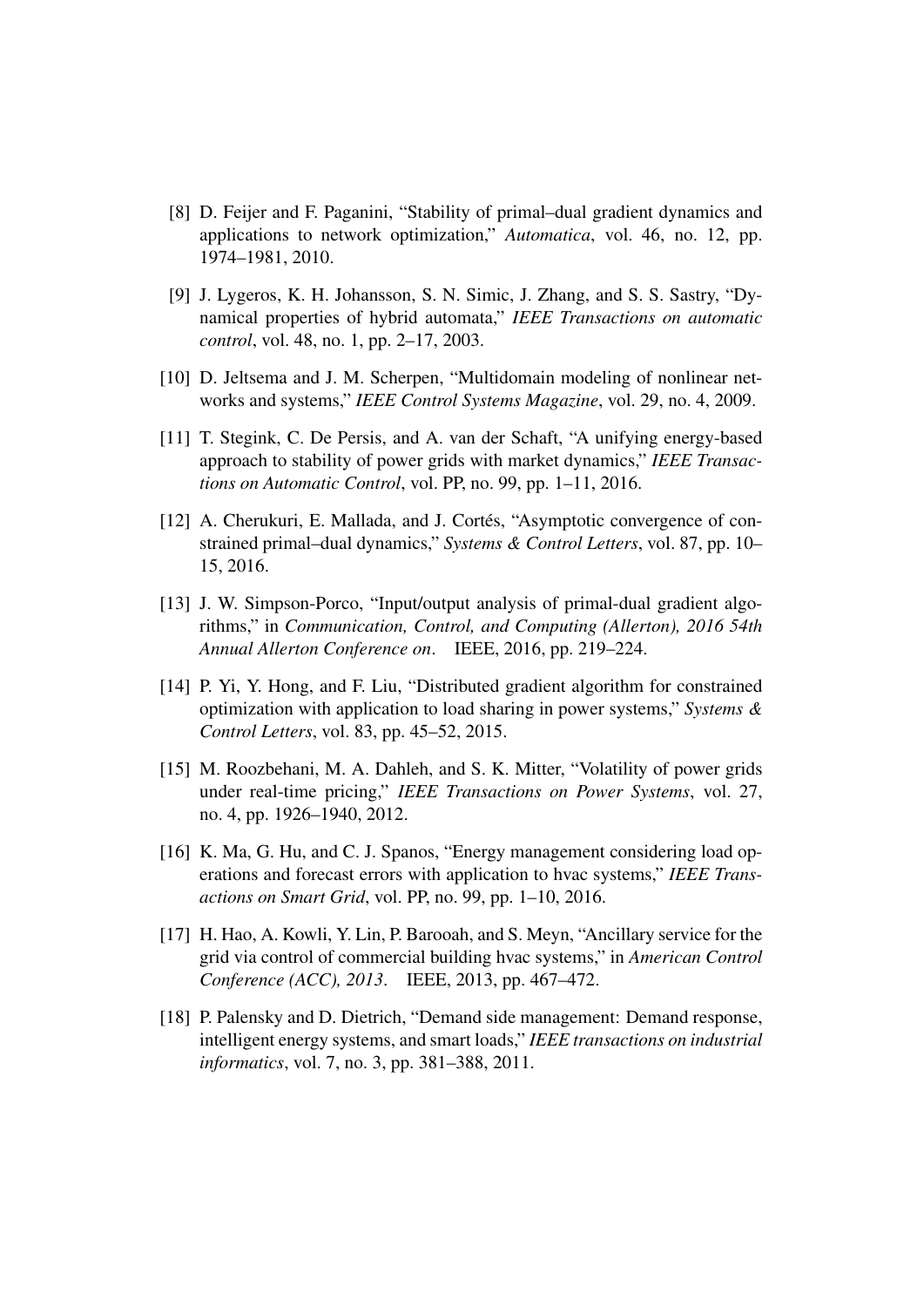[8] D. Feijer and F. Paganini, "Stability of primal–dual gradient dynamics and applications to network optimization," *Automatica*, vol. 46, no. 12, pp. 1974–1981, 2010.

[9] J. Lygeros, K. H. Johansson, S. N. Simic, J. Zhang, and S. S. Sastry, "Dynamical properties of hybrid automata," *IEEE Transactions on automatic control*, vol. 48, no. 1, pp. 2–17, 2003.

[10] D. Jeltsema and J. M. Scherpen, "Multidomain modeling of nonlinear networks and systems," *IEEE Control Systems Magazine*, vol. 29, no. 4, 2009.

[11] T. Stegink, C. De Persis, and A. van der Schaft, "A unifying energy-based approach to stability of power grids with market dynamics," *IEEE Transactions on Automatic Control*, vol. PP, no. 99, pp. 1–11, 2016.

[12] A. Cherukuri, E. Mallada, and J. Cortés, "Asymptotic convergence of constrained primal–dual dynamics," *Systems & Control Letters*, vol. 87, pp. 10–15, 2016.

[13] J. W. Simpson-Porco, "Input/output analysis of primal-dual gradient algorithms," in *Communication, Control, and Computing (Allerton), 2016 54th Annual Allerton Conference on*. IEEE, 2016, pp. 219–224.

[14] P. Yi, Y. Hong, and F. Liu, "Distributed gradient algorithm for constrained optimization with application to load sharing in power systems," *Systems & Control Letters*, vol. 83, pp. 45–52, 2015.

[15] M. Roozbehani, M. A. Dahleh, and S. K. Mitter, "Volatility of power grids under real-time pricing," *IEEE Transactions on Power Systems*, vol. 27, no. 4, pp. 1926–1940, 2012.

[16] K. Ma, G. Hu, and C. J. Spanos, "Energy management considering load operations and forecast errors with application to hvac systems," *IEEE Transactions on Smart Grid*, vol. PP, no. 99, pp. 1–10, 2016.

[17] H. Hao, A. Kowli, Y. Lin, P. Barooah, and S. Meyn, "Ancillary service for the grid via control of commercial building hvac systems," in *American Control Conference (ACC), 2013*. IEEE, 2013, pp. 467–472.

[18] P. Palensky and D. Dietrich, "Demand side management: Demand response, intelligent energy systems, and smart loads," *IEEE transactions on industrial informatics*, vol. 7, no. 3, pp. 381–388, 2011.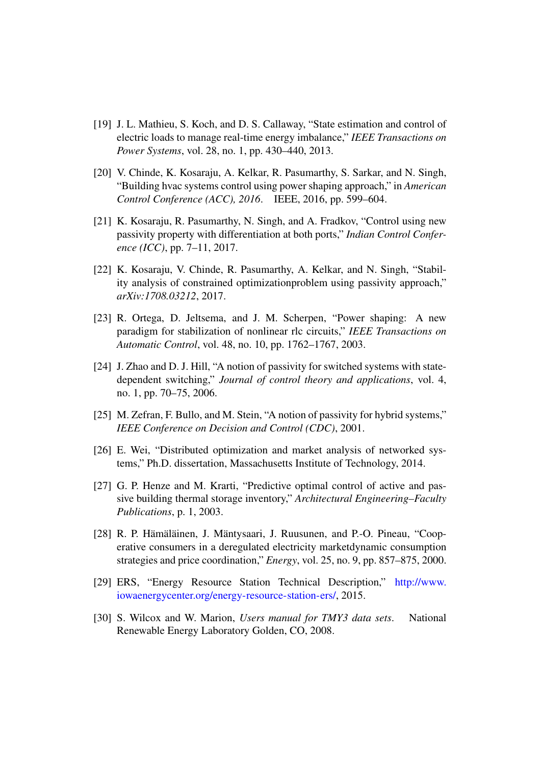[19] J. L. Mathieu, S. Koch, and D. S. Callaway, "State estimation and control of electric loads to manage real-time energy imbalance," *IEEE Transactions on Power Systems*, vol. 28, no. 1, pp. 430–440, 2013.

[20] V. Chinde, K. Kosaraju, A. Kelkar, R. Pasumarthy, S. Sarkar, and N. Singh, "Building hvac systems control using power shaping approach," in *American Control Conference (ACC), 2016*. IEEE, 2016, pp. 599–604.

[21] K. Kosaraju, R. Pasumarthy, N. Singh, and A. Fradkov, "Control using new passivity property with differentiation at both ports," *Indian Control Conference (ICC)*, pp. 7–11, 2017.

[22] K. Kosaraju, V. Chinde, R. Pasumarthy, A. Kelkar, and N. Singh, "Stability analysis of constrained optimizationproblem using passivity approach," *arXiv:1708.03212*, 2017.

[23] R. Ortega, D. Jeltsema, and J. M. Scherpen, "Power shaping: A new paradigm for stabilization of nonlinear rlc circuits," *IEEE Transactions on Automatic Control*, vol. 48, no. 10, pp. 1762–1767, 2003.

[24] J. Zhao and D. J. Hill, "A notion of passivity for switched systems with state-dependent switching," *Journal of control theory and applications*, vol. 4, no. 1, pp. 70–75, 2006.

[25] M. Zefran, F. Bullo, and M. Stein, "A notion of passivity for hybrid systems," *IEEE Conference on Decision and Control (CDC)*, 2001.

[26] E. Wei, "Distributed optimization and market analysis of networked systems," Ph.D. dissertation, Massachusetts Institute of Technology, 2014.

[27] G. P. Henze and M. Krarti, "Predictive optimal control of active and passive building thermal storage inventory," *Architectural Engineering–Faculty Publications*, p. 1, 2003.

[28] R. P. Hämäläinen, J. Mäntysaari, J. Ruusunen, and P.-O. Pineau, "Cooperative consumers in a deregulated electricity marketdynamic consumption strategies and price coordination," *Energy*, vol. 25, no. 9, pp. 857–875, 2000.

[29] ERS, "Energy Resource Station Technical Description," http://www.iowaenergycenter.org/energy-resource-station-ers/, 2015.

[30] S. Wilcox and W. Marion, *Users manual for TMY3 data sets*. National Renewable Energy Laboratory Golden, CO, 2008.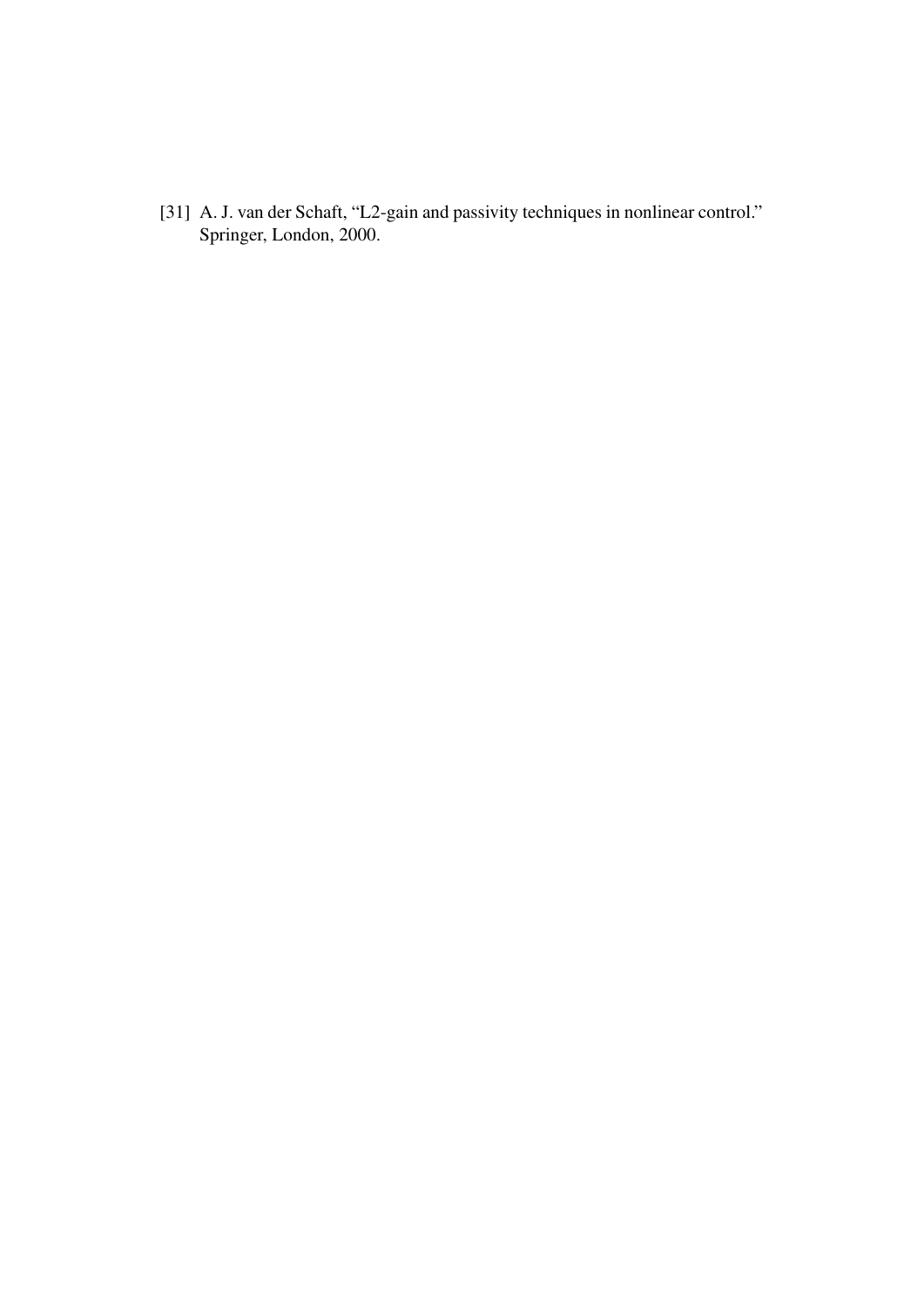[31] A. J. van der Schaft, “L2-gain and passivity techniques in nonlinear control.” Springer, London, 2000.